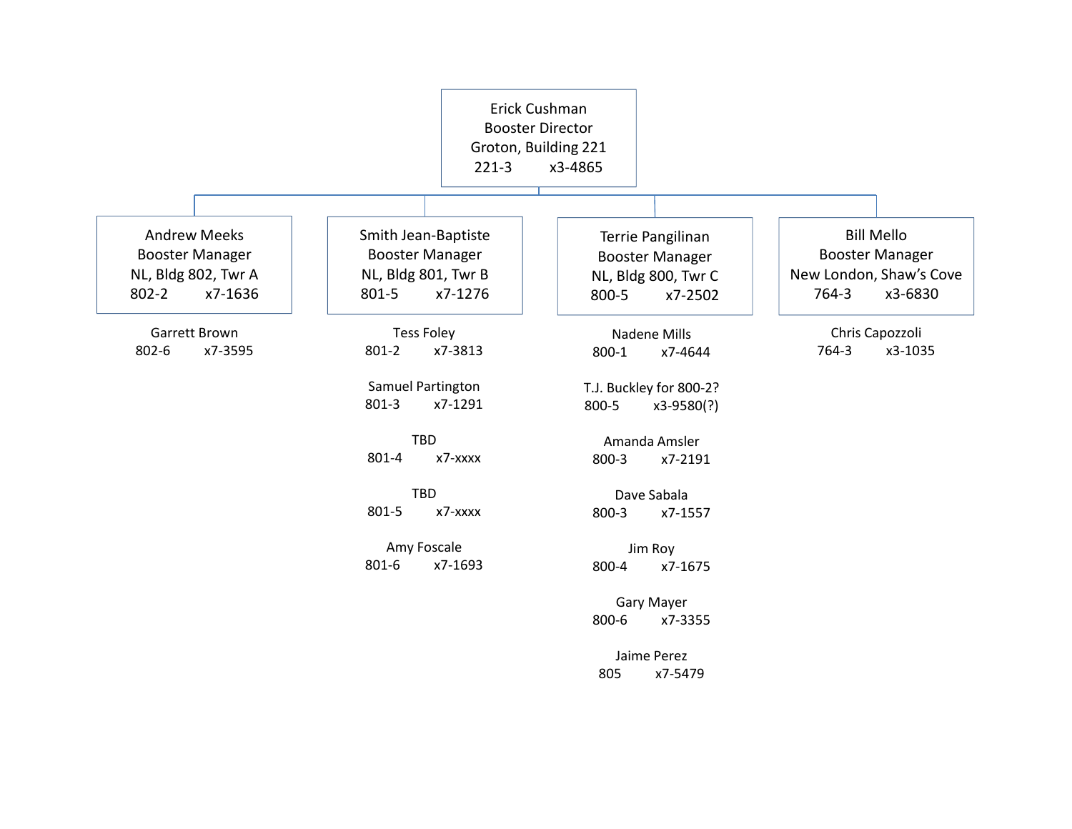**Erick Cushman**
Booster Director
Groton, Building 221
221-3 x3-4865

---

**Andrew Meeks**
Booster Manager
NL, Bldg 802, Twr A
802-2 x7-1636

- Garrett Brown
  802-6 x7-3595

---

**Smith Jean-Baptiste**
Booster Manager
NL, Bldg 801, Twr B
801-5 x7-1276

- Tess Foley
  801-2 x7-3813
- Samuel Partington
  801-3 x7-1291
- TBD
  801-4 x7-xxxx
- TBD
  801-5 x7-xxxx
- Amy Foscale
  801-6 x7-1693

---

**Terrie Pangilinan**
Booster Manager
NL, Bldg 800, Twr C
800-5 x7-2502

- Nadene Mills
  800-1 x7-4644
- T.J. Buckley for 800-2?
  800-5 x3-9580(?)
- Amanda Amsler
  800-3 x7-2191
- Dave Sabala
  800-3 x7-1557
- Jim Roy
  800-4 x7-1675
- Gary Mayer
  800-6 x7-3355
- Jaime Perez
  805 x7-5479

---

**Bill Mello**
Booster Manager
New London, Shaw's Cove
764-3 x3-6830

- Chris Capozzoli
  764-3 x3-1035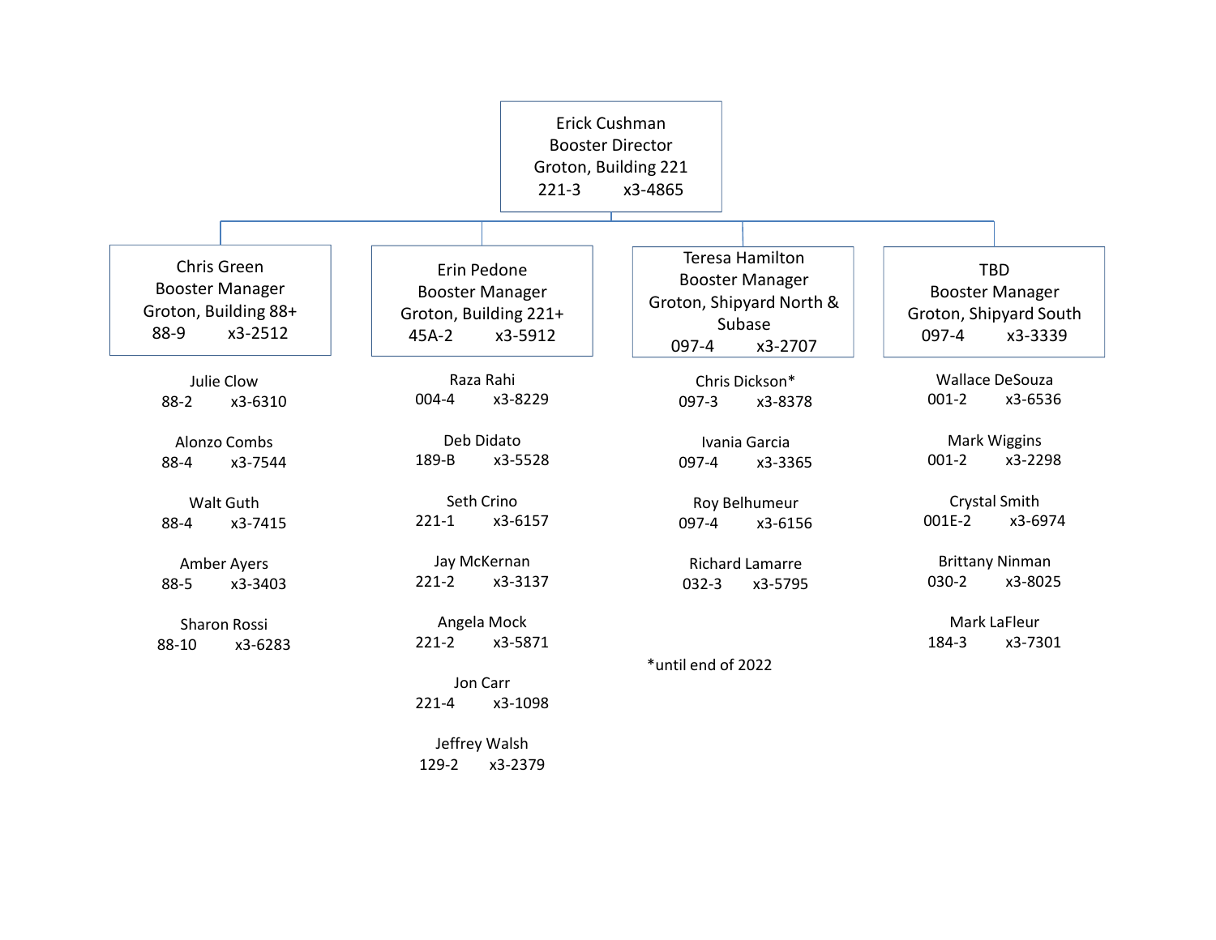## Erick Cushman
Booster Director
Groton, Building 221
221-3 x3-4865

### Chris Green
Booster Manager
Groton, Building 88+
88-9 x3-2512

- Julie Clow — 88-2 x3-6310
- Alonzo Combs — 88-4 x3-7544
- Walt Guth — 88-4 x3-7415
- Amber Ayers — 88-5 x3-3403
- Sharon Rossi — 88-10 x3-6283

### Erin Pedone
Booster Manager
Groton, Building 221+
45A-2 x3-5912

- Raza Rahi — 004-4 x3-8229
- Deb Didato — 189-B x3-5528
- Seth Crino — 221-1 x3-6157
- Jay McKernan — 221-2 x3-3137
- Angela Mock — 221-2 x3-5871
- Jon Carr — 221-4 x3-1098
- Jeffrey Walsh — 129-2 x3-2379

### Teresa Hamilton
Booster Manager
Groton, Shipyard North & Subase
097-4 x3-2707

- Chris Dickson* — 097-3 x3-8378
- Ivania Garcia — 097-4 x3-3365
- Roy Belhumeur — 097-4 x3-6156
- Richard Lamarre — 032-3 x3-5795

*until end of 2022

### TBD
Booster Manager
Groton, Shipyard South
097-4 x3-3339

- Wallace DeSouza — 001-2 x3-6536
- Mark Wiggins — 001-2 x3-2298
- Crystal Smith — 001E-2 x3-6974
- Brittany Ninman — 030-2 x3-8025
- Mark LaFleur — 184-3 x3-7301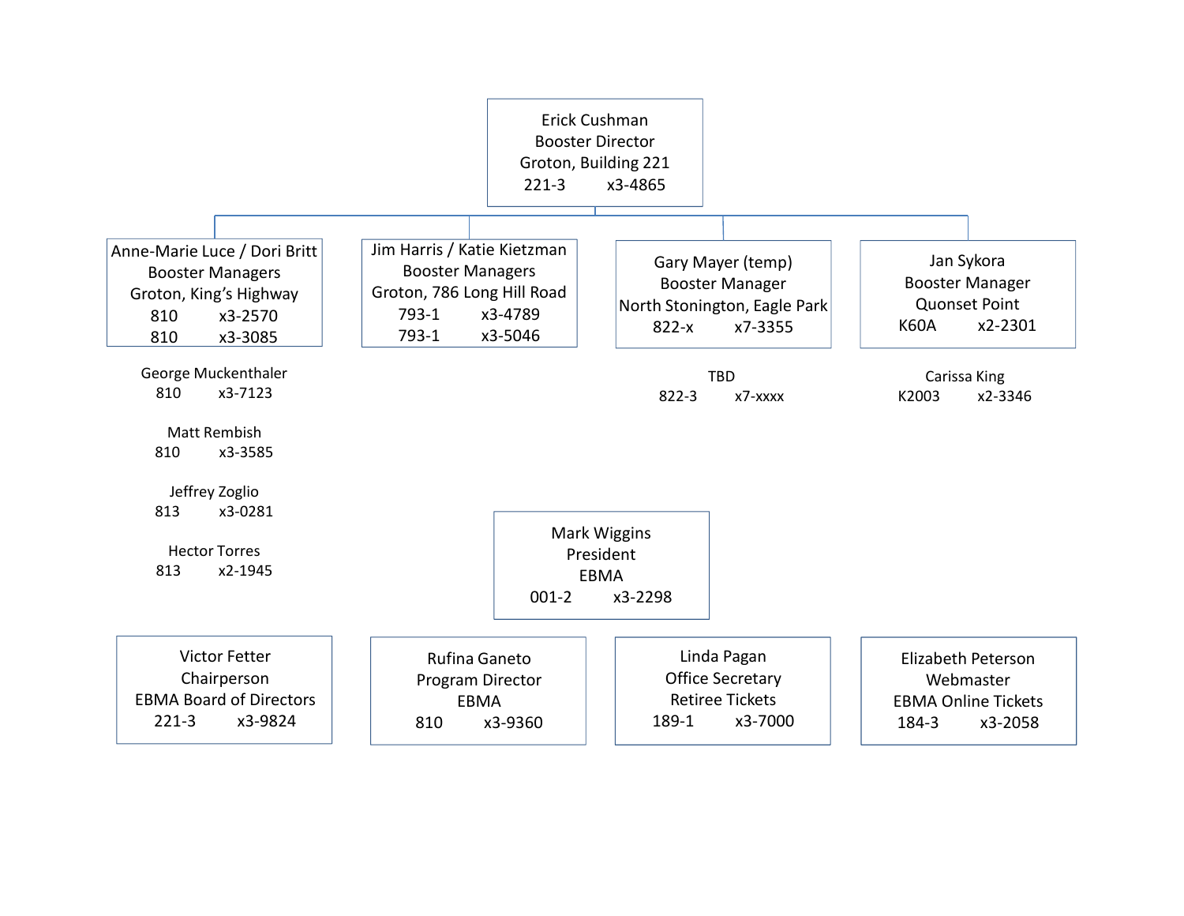Erick Cushman
Booster Director
Groton, Building 221
221-3 x3-4865

Anne-Marie Luce / Dori Britt
Booster Managers
Groton, King's Highway
810 x3-2570
810 x3-3085

George Muckenthaler
810 x3-7123

Matt Rembish
810 x3-3585

Jeffrey Zoglio
813 x3-0281

Hector Torres
813 x2-1945

Jim Harris / Katie Kietzman
Booster Managers
Groton, 786 Long Hill Road
793-1 x3-4789
793-1 x3-5046

Gary Mayer (temp)
Booster Manager
North Stonington, Eagle Park
822-x x7-3355

TBD
822-3 x7-xxxx

Jan Sykora
Booster Manager
Quonset Point
K60A x2-2301

Carissa King
K2003 x2-3346

Mark Wiggins
President
EBMA
001-2 x3-2298

Victor Fetter
Chairperson
EBMA Board of Directors
221-3 x3-9824

Rufina Ganeto
Program Director
EBMA
810 x3-9360

Linda Pagan
Office Secretary
Retiree Tickets
189-1 x3-7000

Elizabeth Peterson
Webmaster
EBMA Online Tickets
184-3 x3-2058